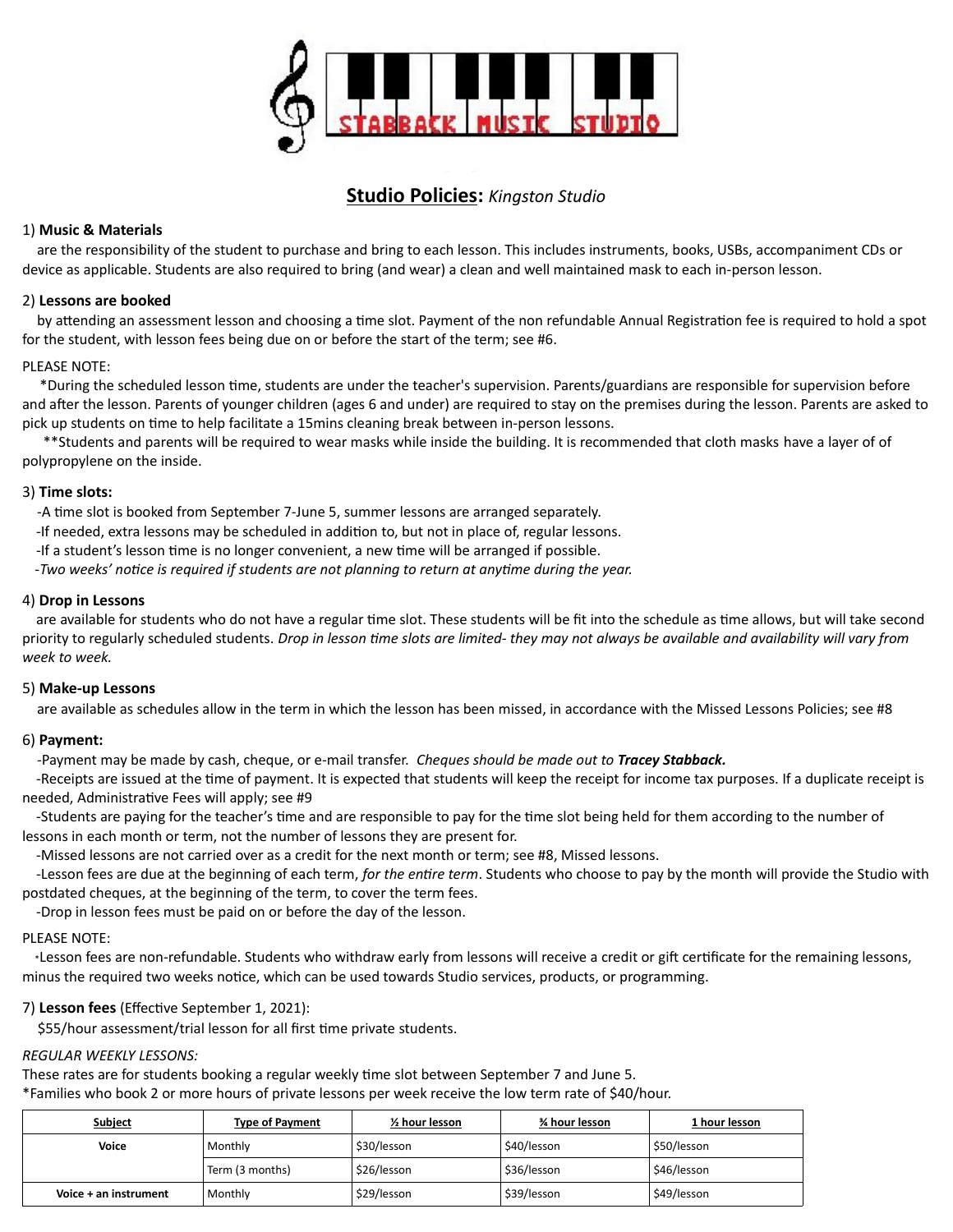# Studio Policies: *Kingston Studio*

1) **Music & Materials**

are the responsibility of the student to purchase and bring to each lesson. This includes instruments, books, USBs, accompaniment CDs or device as applicable. Students are also required to bring (and wear) a clean and well maintained mask to each in-person lesson.

2) **Lessons are booked**

by attending an assessment lesson and choosing a time slot. Payment of the non refundable Annual Registration fee is required to hold a spot for the student, with lesson fees being due on or before the start of the term; see #6.

PLEASE NOTE:

*During the scheduled lesson time, students are under the teacher's supervision. Parents/guardians are responsible for supervision before and after the lesson. Parents of younger children (ages 6 and under) are required to stay on the premises during the lesson. Parents are asked to pick up students on time to help facilitate a 15mins cleaning break between in-person lessons.

**Students and parents will be required to wear masks while inside the building. It is recommended that cloth masks have a layer of of polypropylene on the inside.

3) **Time slots:**

-A time slot is booked from September 7-June 5, summer lessons are arranged separately.
-If needed, extra lessons may be scheduled in addition to, but not in place of, regular lessons.
-If a student's lesson time is no longer convenient, a new time will be arranged if possible.
-*Two weeks' notice is required if students are not planning to return at anytime during the year.*

4) **Drop in Lessons**

are available for students who do not have a regular time slot. These students will be fit into the schedule as time allows, but will take second priority to regularly scheduled students. *Drop in lesson time slots are limited- they may not always be available and availability will vary from week to week.*

5) **Make-up Lessons**

are available as schedules allow in the term in which the lesson has been missed, in accordance with the Missed Lessons Policies; see #8

6) **Payment:**

-Payment may be made by cash, cheque, or e-mail transfer. *Cheques should be made out to **Tracey Stabback.***
-Receipts are issued at the time of payment. It is expected that students will keep the receipt for income tax purposes. If a duplicate receipt is needed, Administrative Fees will apply; see #9
-Students are paying for the teacher's time and are responsible to pay for the time slot being held for them according to the number of lessons in each month or term, not the number of lessons they are present for.
-Missed lessons are not carried over as a credit for the next month or term; see #8, Missed lessons.
-Lesson fees are due at the beginning of each term, *for the entire term*. Students who choose to pay by the month will provide the Studio with postdated cheques, at the beginning of the term, to cover the term fees.
-Drop in lesson fees must be paid on or before the day of the lesson.

PLEASE NOTE:

*Lesson fees are non-refundable. Students who withdraw early from lessons will receive a credit or gift certificate for the remaining lessons, minus the required two weeks notice, which can be used towards Studio services, products, or programming.

7) **Lesson fees** (Effective September 1, 2021):

$55/hour assessment/trial lesson for all first time private students.

*REGULAR WEEKLY LESSONS:*

These rates are for students booking a regular weekly time slot between September 7 and June 5.
*Families who book 2 or more hours of private lessons per week receive the low term rate of $40/hour.

| Subject | Type of Payment | ½ hour lesson | ¾ hour lesson | 1 hour lesson |
|---|---|---|---|---|
| **Voice** | Monthly | $30/lesson | $40/lesson | $50/lesson |
| | Term (3 months) | $26/lesson | $36/lesson | $46/lesson |
| **Voice + an instrument** | Monthly | $29/lesson | $39/lesson | $49/lesson |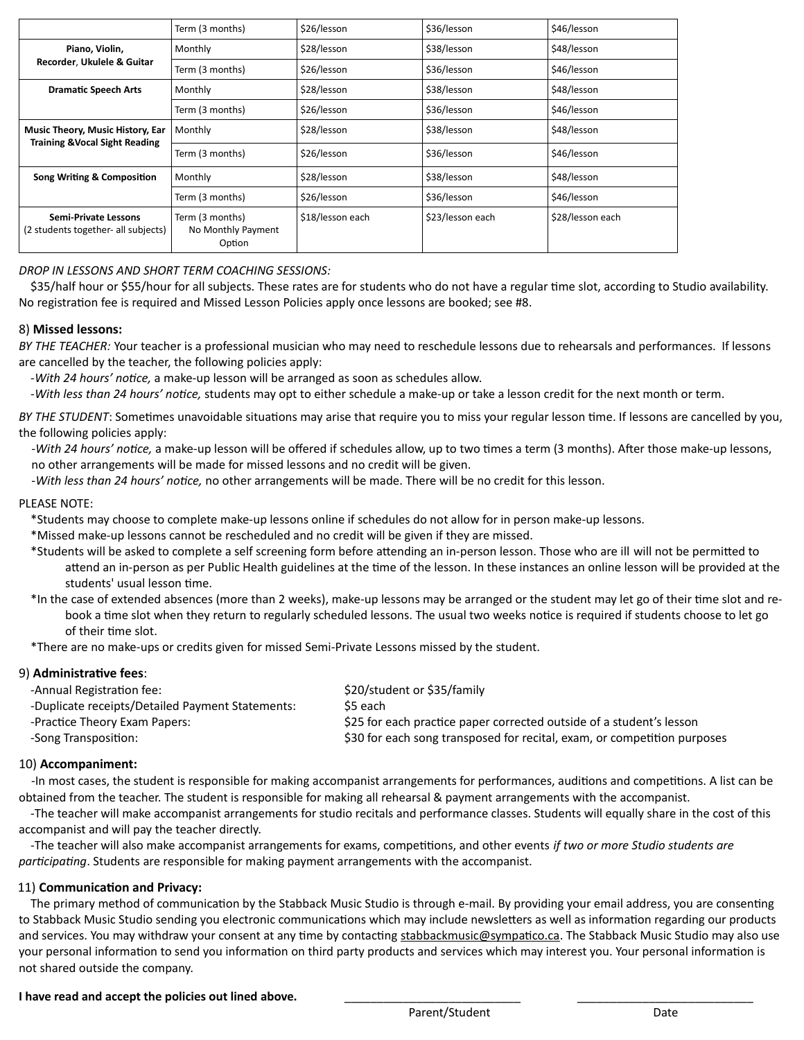| | | | | |
|---|---|---|---|---|
| | Term (3 months) | $26/lesson | $36/lesson | $46/lesson |
| **Piano, Violin, Recorder, Ukulele & Guitar** | Monthly | $28/lesson | $38/lesson | $48/lesson |
| | Term (3 months) | $26/lesson | $36/lesson | $46/lesson |
| **Dramatic Speech Arts** | Monthly | $28/lesson | $38/lesson | $48/lesson |
| | Term (3 months) | $26/lesson | $36/lesson | $46/lesson |
| **Music Theory, Music History, Ear Training &Vocal Sight Reading** | Monthly | $28/lesson | $38/lesson | $48/lesson |
| | Term (3 months) | $26/lesson | $36/lesson | $46/lesson |
| **Song Writing & Composition** | Monthly | $28/lesson | $38/lesson | $48/lesson |
| | Term (3 months) | $26/lesson | $36/lesson | $46/lesson |
| **Semi-Private Lessons** (2 students together- all subjects) | Term (3 months) No Monthly Payment Option | $18/lesson each | $23/lesson each | $28/lesson each |

*DROP IN LESSONS AND SHORT TERM COACHING SESSIONS:*
$35/half hour or $55/hour for all subjects. These rates are for students who do not have a regular time slot, according to Studio availability. No registration fee is required and Missed Lesson Policies apply once lessons are booked; see #8.

8) **Missed lessons:**
*BY THE TEACHER:* Your teacher is a professional musician who may need to reschedule lessons due to rehearsals and performances. If lessons are cancelled by the teacher, the following policies apply:
-*With 24 hours' notice,* a make-up lesson will be arranged as soon as schedules allow.
-*With less than 24 hours' notice,* students may opt to either schedule a make-up or take a lesson credit for the next month or term.

*BY THE STUDENT*: Sometimes unavoidable situations may arise that require you to miss your regular lesson time. If lessons are cancelled by you, the following policies apply:
-*With 24 hours' notice,* a make-up lesson will be offered if schedules allow, up to two times a term (3 months). After those make-up lessons, no other arrangements will be made for missed lessons and no credit will be given.
-*With less than 24 hours' notice,* no other arrangements will be made. There will be no credit for this lesson.

PLEASE NOTE:
*Students may choose to complete make-up lessons online if schedules do not allow for in person make-up lessons.
*Missed make-up lessons cannot be rescheduled and no credit will be given if they are missed.
*Students will be asked to complete a self screening form before attending an in-person lesson. Those who are ill will not be permitted to attend an in-person as per Public Health guidelines at the time of the lesson. In these instances an online lesson will be provided at the students' usual lesson time.
*In the case of extended absences (more than 2 weeks), make-up lessons may be arranged or the student may let go of their time slot and re-book a time slot when they return to regularly scheduled lessons. The usual two weeks notice is required if students choose to let go of their time slot.
*There are no make-ups or credits given for missed Semi-Private Lessons missed by the student.

9) **Administrative fees**:

| | |
|---|---|
| -Annual Registration fee: | $20/student or $35/family |
| -Duplicate receipts/Detailed Payment Statements: | $5 each |
| -Practice Theory Exam Papers: | $25 for each practice paper corrected outside of a student's lesson |
| -Song Transposition: | $30 for each song transposed for recital, exam, or competition purposes |

10) **Accompaniment:**
-In most cases, the student is responsible for making accompanist arrangements for performances, auditions and competitions. A list can be obtained from the teacher. The student is responsible for making all rehearsal & payment arrangements with the accompanist.
-The teacher will make accompanist arrangements for studio recitals and performance classes. Students will equally share in the cost of this accompanist and will pay the teacher directly.
-The teacher will also make accompanist arrangements for exams, competitions, and other events *if two or more Studio students are participating*. Students are responsible for making payment arrangements with the accompanist.

11) **Communication and Privacy:**
The primary method of communication by the Stabback Music Studio is through e-mail. By providing your email address, you are consenting to Stabback Music Studio sending you electronic communications which may include newsletters as well as information regarding our products and services. You may withdraw your consent at any time by contacting stabbackmusic@sympatico.ca. The Stabback Music Studio may also use your personal information to send you information on third party products and services which may interest you. Your personal information is not shared outside the company.

**I have read and accept the policies out lined above.** \_\_\_\_\_\_\_\_\_\_\_\_\_\_\_\_\_\_\_\_\_\_\_\_\_\_ Parent/Student \_\_\_\_\_\_\_\_\_\_\_\_\_\_\_\_\_\_\_\_\_\_\_\_\_\_ Date